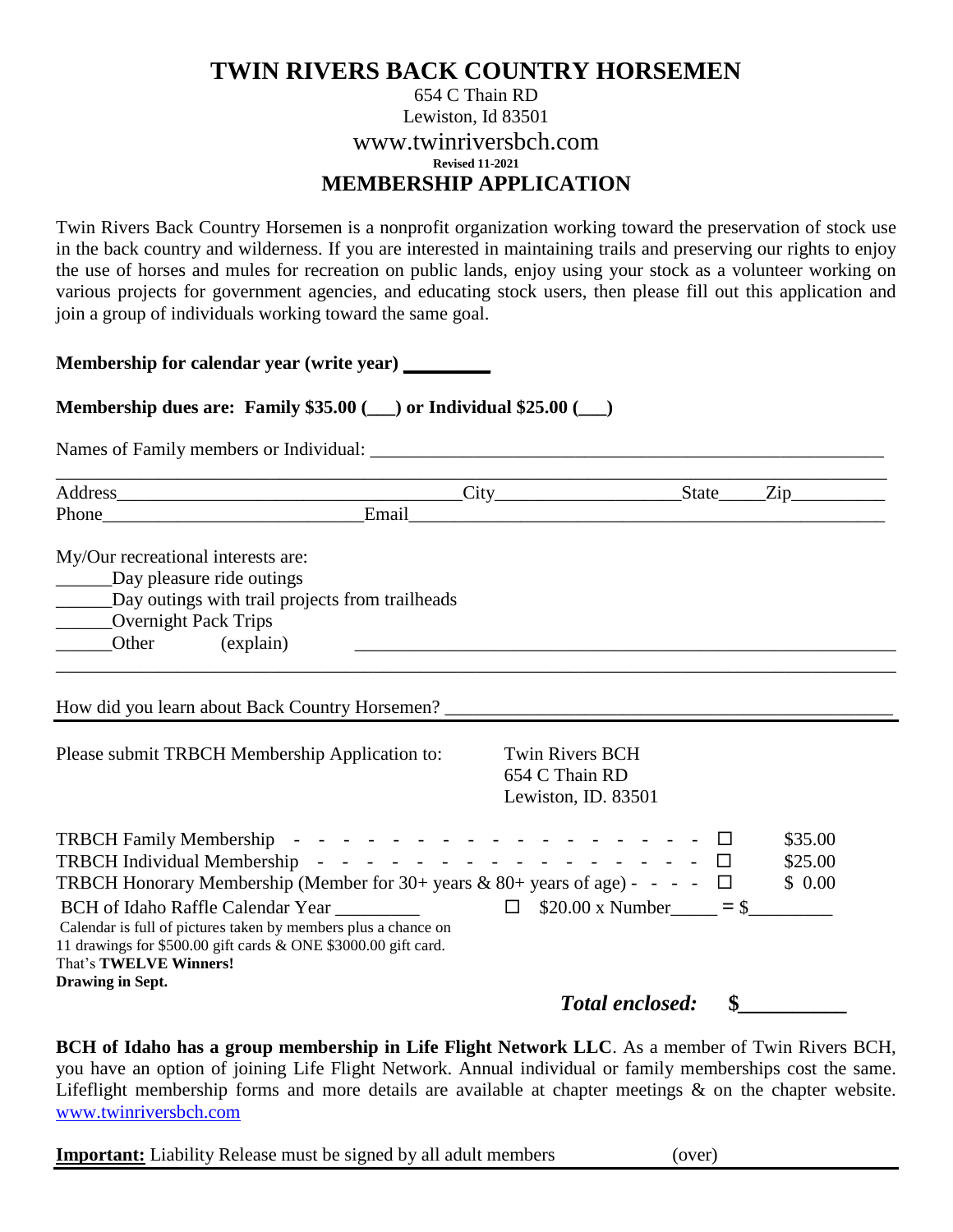# TWIN RIVERS BACK COUNTRY HORSEMEN

654 C Thain RD
Lewiston, Id 83501
www.twinriversbch.com
**Revised 11-2021**

## MEMBERSHIP APPLICATION

Twin Rivers Back Country Horsemen is a nonprofit organization working toward the preservation of stock use in the back country and wilderness. If you are interested in maintaining trails and preserving our rights to enjoy the use of horses and mules for recreation on public lands, enjoy using your stock as a volunteer working on various projects for government agencies, and educating stock users, then please fill out this application and join a group of individuals working toward the same goal.

**Membership for calendar year (write year) _________**

**Membership dues are: Family $35.00 (___) or Individual $25.00 (___)**

Names of Family members or Individual: _______________________________________________________

_____________________________________________________________________________________

Address___________________________________City___________________State_____Zip__________

Phone___________________________Email___________________________________________________

My/Our recreational interests are:

______Day pleasure ride outings

______Day outings with trail projects from trailheads

______Overnight Pack Trips

______Other (explain) ________________________________________________________

_____________________________________________________________________________________

How did you learn about Back Country Horsemen? ___________________________________________

Please submit TRBCH Membership Application to:

Twin Rivers BCH
654 C Thain RD
Lewiston, ID. 83501

| | | |
|---|---|---|
| TRBCH Family Membership - - - - - - - - - - - - - - - - - - - - | ☐ | $35.00 |
| TRBCH Individual Membership - - - - - - - - - - - - - - - - - - - | ☐ | $25.00 |
| TRBCH Honorary Membership (Member for 30+ years & 80+ years of age) - - - - | ☐ | $ 0.00 |
| BCH of Idaho Raffle Calendar Year _________ | ☐ | $20.00 x Number_____ = $________ |

Calendar is full of pictures taken by members plus a chance on 11 drawings for $500.00 gift cards & ONE $3000.00 gift card.
That's **TWELVE Winners!**
**Drawing in Sept.**

***Total enclosed:*** **$__________**

**BCH of Idaho has a group membership in Life Flight Network LLC**. As a member of Twin Rivers BCH, you have an option of joining Life Flight Network. Annual individual or family memberships cost the same. Lifeflight membership forms and more details are available at chapter meetings & on the chapter website. www.twinriversbch.com

**Important:** Liability Release must be signed by all adult members (over)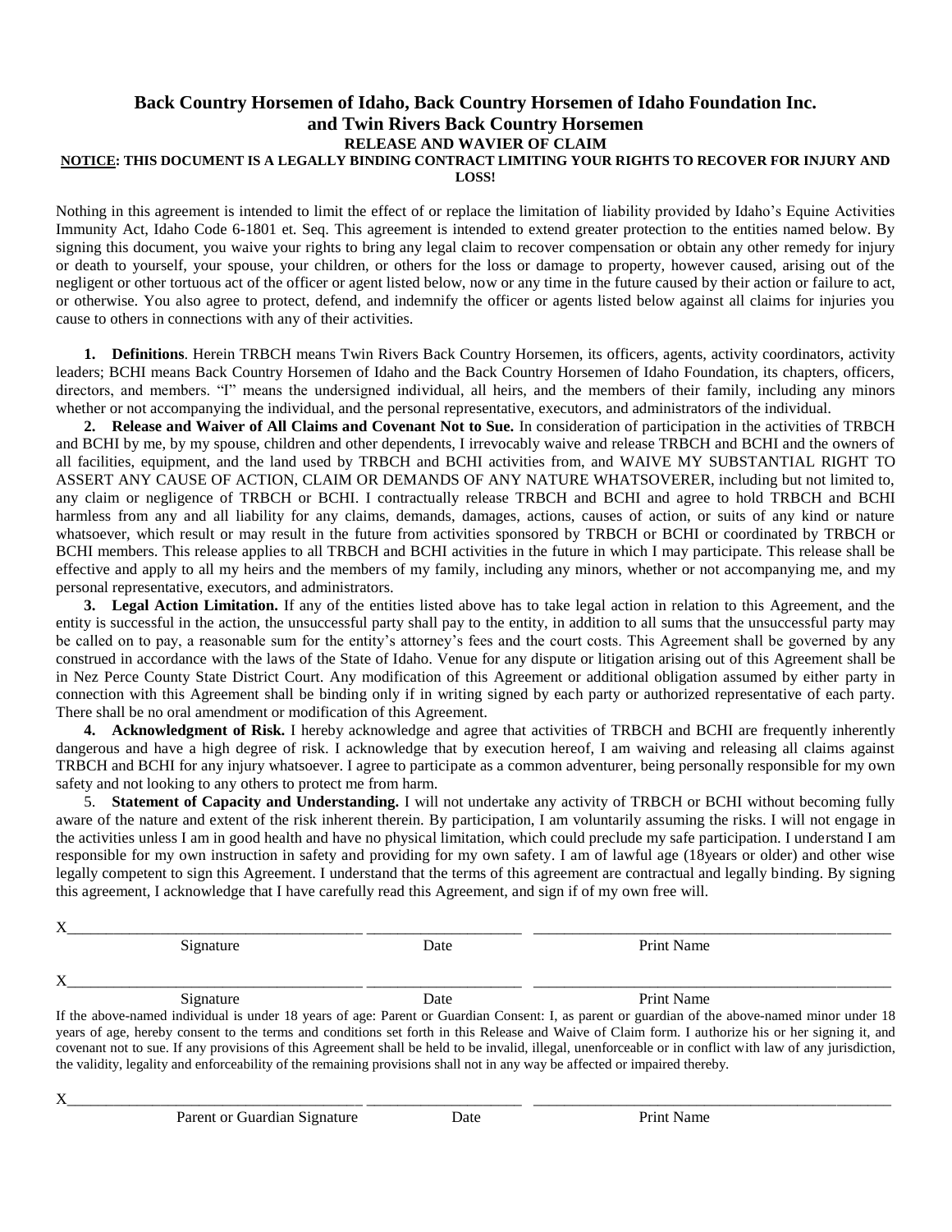# Back Country Horsemen of Idaho, Back Country Horsemen of Idaho Foundation Inc. and Twin Rivers Back Country Horsemen

**RELEASE AND WAVIER OF CLAIM**

**NOTICE: THIS DOCUMENT IS A LEGALLY BINDING CONTRACT LIMITING YOUR RIGHTS TO RECOVER FOR INJURY AND LOSS!**

Nothing in this agreement is intended to limit the effect of or replace the limitation of liability provided by Idaho's Equine Activities Immunity Act, Idaho Code 6-1801 et. Seq. This agreement is intended to extend greater protection to the entities named below. By signing this document, you waive your rights to bring any legal claim to recover compensation or obtain any other remedy for injury or death to yourself, your spouse, your children, or others for the loss or damage to property, however caused, arising out of the negligent or other tortuous act of the officer or agent listed below, now or any time in the future caused by their action or failure to act, or otherwise. You also agree to protect, defend, and indemnify the officer or agents listed below against all claims for injuries you cause to others in connections with any of their activities.

1. **Definitions**. Herein TRBCH means Twin Rivers Back Country Horsemen, its officers, agents, activity coordinators, activity leaders; BCHI means Back Country Horsemen of Idaho and the Back Country Horsemen of Idaho Foundation, its chapters, officers, directors, and members. "I" means the undersigned individual, all heirs, and the members of their family, including any minors whether or not accompanying the individual, and the personal representative, executors, and administrators of the individual.
2. **Release and Waiver of All Claims and Covenant Not to Sue.** In consideration of participation in the activities of TRBCH and BCHI by me, by my spouse, children and other dependents, I irrevocably waive and release TRBCH and BCHI and the owners of all facilities, equipment, and the land used by TRBCH and BCHI activities from, and WAIVE MY SUBSTANTIAL RIGHT TO ASSERT ANY CAUSE OF ACTION, CLAIM OR DEMANDS OF ANY NATURE WHATSOVERER, including but not limited to, any claim or negligence of TRBCH or BCHI. I contractually release TRBCH and BCHI and agree to hold TRBCH and BCHI harmless from any and all liability for any claims, demands, damages, actions, causes of action, or suits of any kind or nature whatsoever, which result or may result in the future from activities sponsored by TRBCH or BCHI or coordinated by TRBCH or BCHI members. This release applies to all TRBCH and BCHI activities in the future in which I may participate. This release shall be effective and apply to all my heirs and the members of my family, including any minors, whether or not accompanying me, and my personal representative, executors, and administrators.
3. **Legal Action Limitation.** If any of the entities listed above has to take legal action in relation to this Agreement, and the entity is successful in the action, the unsuccessful party shall pay to the entity, in addition to all sums that the unsuccessful party may be called on to pay, a reasonable sum for the entity's attorney's fees and the court costs. This Agreement shall be governed by any construed in accordance with the laws of the State of Idaho. Venue for any dispute or litigation arising out of this Agreement shall be in Nez Perce County State District Court. Any modification of this Agreement or additional obligation assumed by either party in connection with this Agreement shall be binding only if in writing signed by each party or authorized representative of each party. There shall be no oral amendment or modification of this Agreement.
4. **Acknowledgment of Risk.** I hereby acknowledge and agree that activities of TRBCH and BCHI are frequently inherently dangerous and have a high degree of risk. I acknowledge that by execution hereof, I am waiving and releasing all claims against TRBCH and BCHI for any injury whatsoever. I agree to participate as a common adventurer, being personally responsible for my own safety and not looking to any others to protect me from harm.
5. **Statement of Capacity and Understanding.** I will not undertake any activity of TRBCH or BCHI without becoming fully aware of the nature and extent of the risk inherent therein. By participation, I am voluntarily assuming the risks. I will not engage in the activities unless I am in good health and have no physical limitation, which could preclude my safe participation. I understand I am responsible for my own instruction in safety and providing for my own safety. I am of lawful age (18years or older) and other wise legally competent to sign this Agreement. I understand that the terms of this agreement are contractual and legally binding. By signing this agreement, I acknowledge that I have carefully read this Agreement, and sign if of my own free will.

X_____________________________________ ____________________ ______________________________________________
Signature Date Print Name

X_____________________________________ ____________________ ______________________________________________
Signature Date Print Name

If the above-named individual is under 18 years of age: Parent or Guardian Consent: I, as parent or guardian of the above-named minor under 18 years of age, hereby consent to the terms and conditions set forth in this Release and Waive of Claim form. I authorize his or her signing it, and covenant not to sue. If any provisions of this Agreement shall be held to be invalid, illegal, unenforceable or in conflict with law of any jurisdiction, the validity, legality and enforceability of the remaining provisions shall not in any way be affected or impaired thereby.

X_____________________________________ ____________________ ______________________________________________
Parent or Guardian Signature Date Print Name